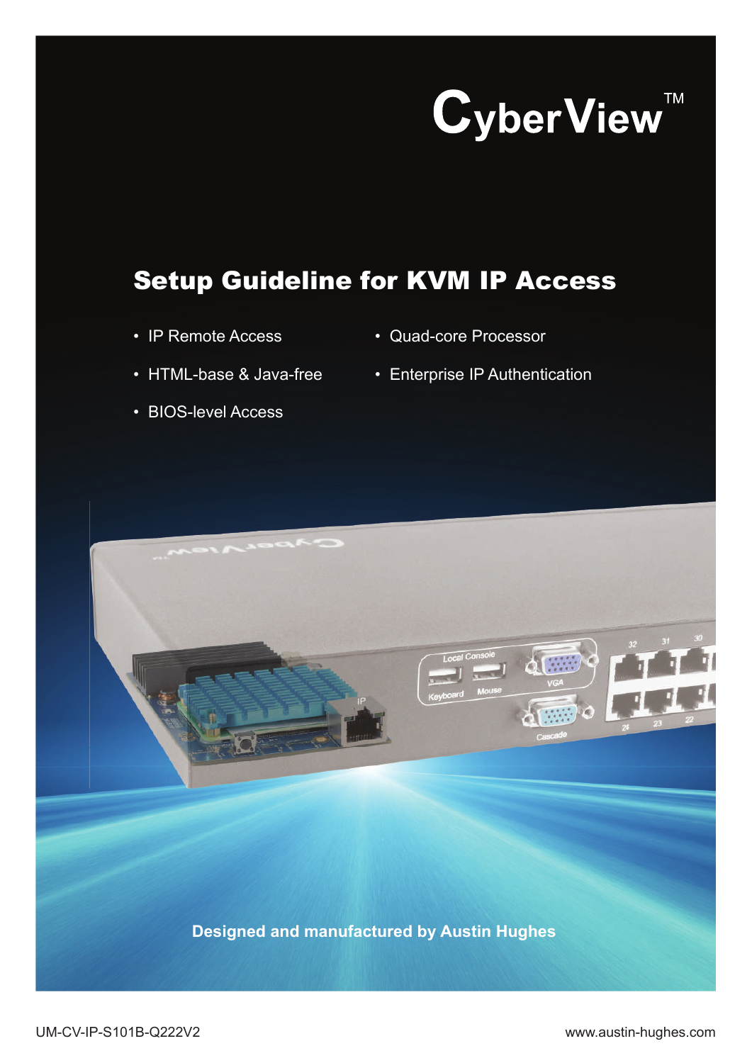# CyberView™

## Setup Guideline for KVM IP Access

- IP Remote Access
- HTML-base & Java-free
- BIOS-level Access
- Quad-core Processor
- Enterprise IP Authentication

**Designed and manufactured by Austin Hughes**

UM-CV-IP-S101B-Q222V2

www.austin-hughes.com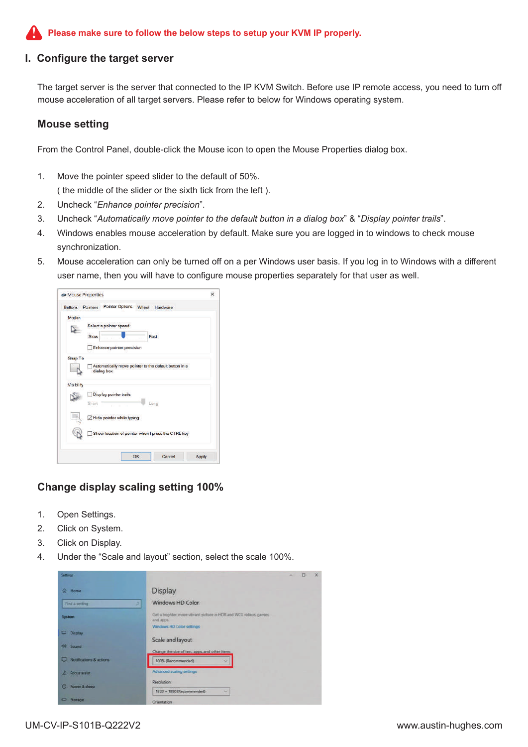**Please make sure to follow the below steps to setup your KVM IP properly.**

## I. Configure the target server

The target server is the server that connected to the IP KVM Switch. Before use IP remote access, you need to turn off mouse acceleration of all target servers. Please refer to below for Windows operating system.

### Mouse setting

From the Control Panel, double-click the Mouse icon to open the Mouse Properties dialog box.

1. Move the pointer speed slider to the default of 50%.
   ( the middle of the slider or the sixth tick from the left ).
2. Uncheck "*Enhance pointer precision*".
3. Uncheck "*Automatically move pointer to the default button in a dialog box*" & "*Display pointer trails*".
4. Windows enables mouse acceleration by default. Make sure you are logged in to windows to check mouse synchronization.
5. Mouse acceleration can only be turned off on a per Windows user basis. If you log in to Windows with a different user name, then you will have to configure mouse properties separately for that user as well.

### Change display scaling setting 100%

1. Open Settings.
2. Click on System.
3. Click on Display.
4. Under the "Scale and layout" section, select the scale 100%.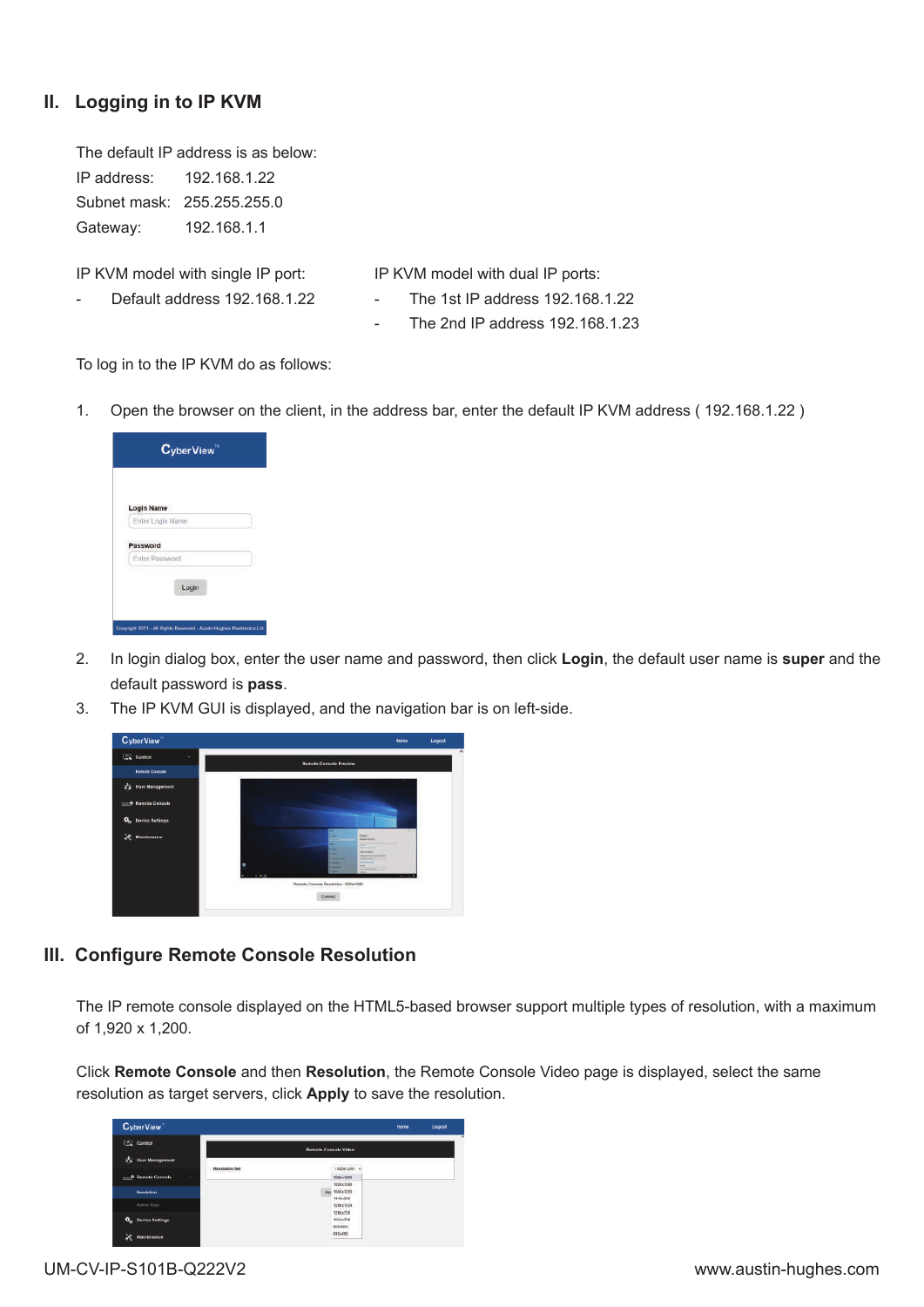## II. Logging in to IP KVM

The default IP address is as below:

IP address: 192.168.1.22

Subnet mask: 255.255.255.0

Gateway: 192.168.1.1

IP KVM model with single IP port:

- Default address 192.168.1.22

IP KVM model with dual IP ports:

- The 1st IP address 192.168.1.22
- The 2nd IP address 192.168.1.23

To log in to the IP KVM do as follows:

1. Open the browser on the client, in the address bar, enter the default IP KVM address ( 192.168.1.22 )
2. In login dialog box, enter the user name and password, then click **Login**, the default user name is **super** and the default password is **pass**.
3. The IP KVM GUI is displayed, and the navigation bar is on left-side.

## III. Configure Remote Console Resolution

The IP remote console displayed on the HTML5-based browser support multiple types of resolution, with a maximum of 1,920 x 1,200.

Click **Remote Console** and then **Resolution**, the Remote Console Video page is displayed, select the same resolution as target servers, click **Apply** to save the resolution.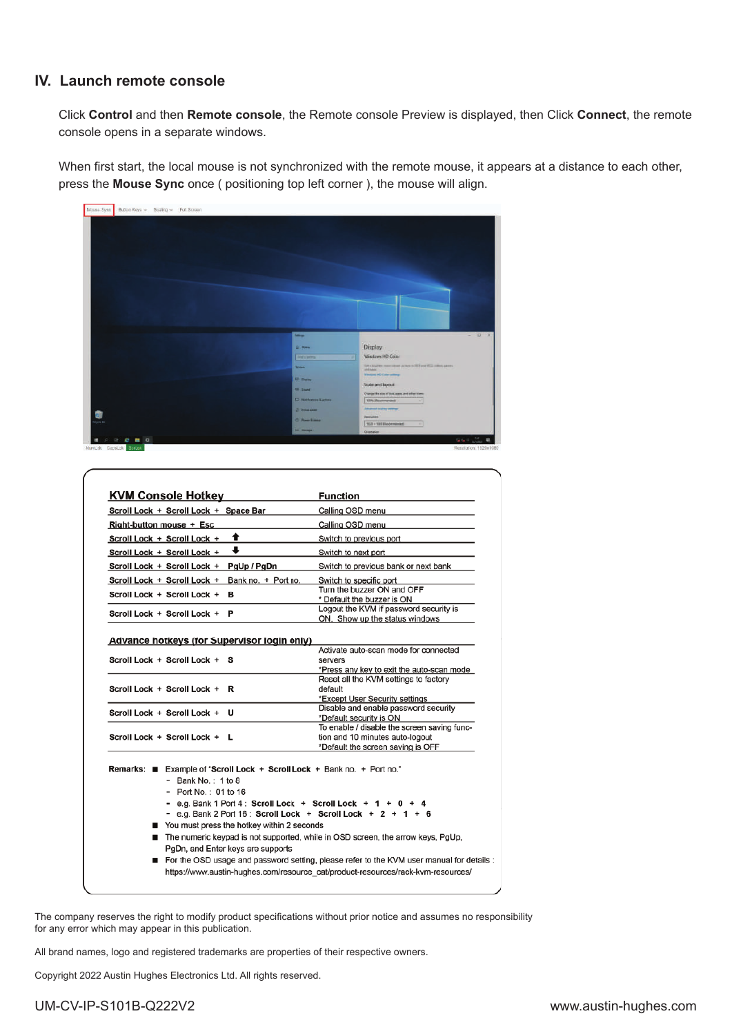## IV. Launch remote console

Click **Control** and then **Remote console**, the Remote console Preview is displayed, then Click **Connect**, the remote console opens in a separate windows.

When first start, the local mouse is not synchronized with the remote mouse, it appears at a distance to each other, press the **Mouse Sync** once ( positioning top left corner ), the mouse will align.

| KVM Console Hotkey | Function |
|---|---|
| Scroll Lock + Scroll Lock + Space Bar | Calling OSD menu |
| Right-button mouse + Esc | Calling OSD menu |
| Scroll Lock + Scroll Lock + ↑ | Switch to previous port |
| Scroll Lock + Scroll Lock + ↓ | Switch to next port |
| Scroll Lock + Scroll Lock + PgUp / PgDn | Switch to previous bank or next bank |
| Scroll Lock + Scroll Lock + Bank no. + Port no. | Switch to specific port |
| Scroll Lock + Scroll Lock + B | Turn the buzzer ON and OFF * Default the buzzer is ON |
| Scroll Lock + Scroll Lock + P | Logout the KVM if password security is ON. Show up the status windows |

| Advance hotkeys (for Supervisor login only) | |
|---|---|
| Scroll Lock + Scroll Lock + S | Activate auto-scan mode for connected servers *Press any key to exit the auto-scan mode |
| Scroll Lock + Scroll Lock + R | Reset all the KVM settings to factory default *Except User Security settings |
| Scroll Lock + Scroll Lock + U | Disable and enable password security *Default security is ON |
| Scroll Lock + Scroll Lock + L | To enable / disable the screen saving function and 10 minutes auto-logout *Default the screen saving is OFF |

**Remarks:**

- Example of "**Scroll Lock** + **Scroll Lock** + Bank no. + Port no."
  - Bank No. : 1 to 8
  - Port No. : 01 to 16
  - e.g. Bank 1 Port 4 : **Scroll Lock** + **Scroll Lock** + **1** + **0** + **4**
  - e.g. Bank 2 Port 16 : **Scroll Lock** + **Scroll Lock** + **2** + **1** + **6**
- You must press the hotkey within 2 seconds
- The numeric keypad is not supported, while in OSD screen, the arrow keys, PgUp, PgDn, and Enter keys are supports
- For the OSD usage and password setting, please refer to the KVM user manual for details : https://www.austin-hughes.com/resource_cat/product-resources/rack-kvm-resources/

The company reserves the right to modify product specifications without prior notice and assumes no responsibility for any error which may appear in this publication.

All brand names, logo and registered trademarks are properties of their respective owners.

Copyright 2022 Austin Hughes Electronics Ltd. All rights reserved.

UM-CV-IP-S101B-Q222V2 www.austin-hughes.com